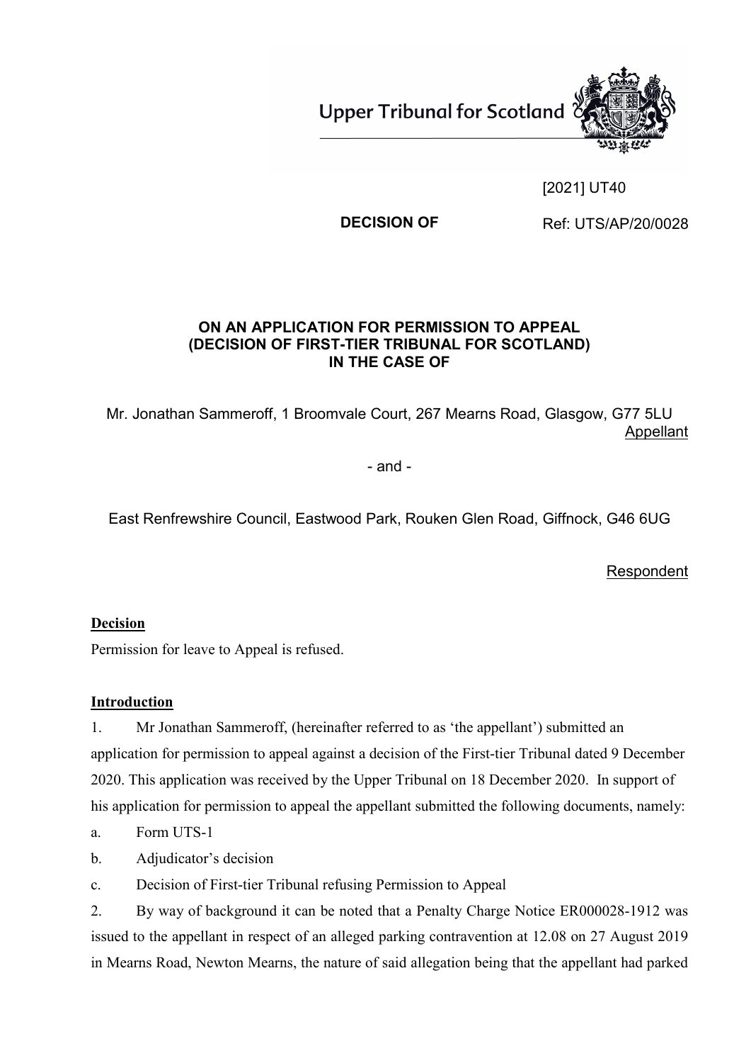Upper Tribunal for Scotland

[2021] UT40

**DECISION OF**

Ref: UTS/AP/20/0028

**ON AN APPLICATION FOR PERMISSION TO APPEAL (DECISION OF FIRST-TIER TRIBUNAL FOR SCOTLAND) IN THE CASE OF**

Mr. Jonathan Sammeroff, 1 Broomvale Court, 267 Mearns Road, Glasgow, G77 5LU
Appellant

- and -

East Renfrewshire Council, Eastwood Park, Rouken Glen Road, Giffnock, G46 6UG

Respondent

**Decision**

Permission for leave to Appeal is refused.

**Introduction**

1. Mr Jonathan Sammeroff, (hereinafter referred to as 'the appellant') submitted an application for permission to appeal against a decision of the First-tier Tribunal dated 9 December 2020. This application was received by the Upper Tribunal on 18 December 2020. In support of his application for permission to appeal the appellant submitted the following documents, namely:

a. Form UTS-1

b. Adjudicator's decision

c. Decision of First-tier Tribunal refusing Permission to Appeal

2. By way of background it can be noted that a Penalty Charge Notice ER000028-1912 was issued to the appellant in respect of an alleged parking contravention at 12.08 on 27 August 2019 in Mearns Road, Newton Mearns, the nature of said allegation being that the appellant had parked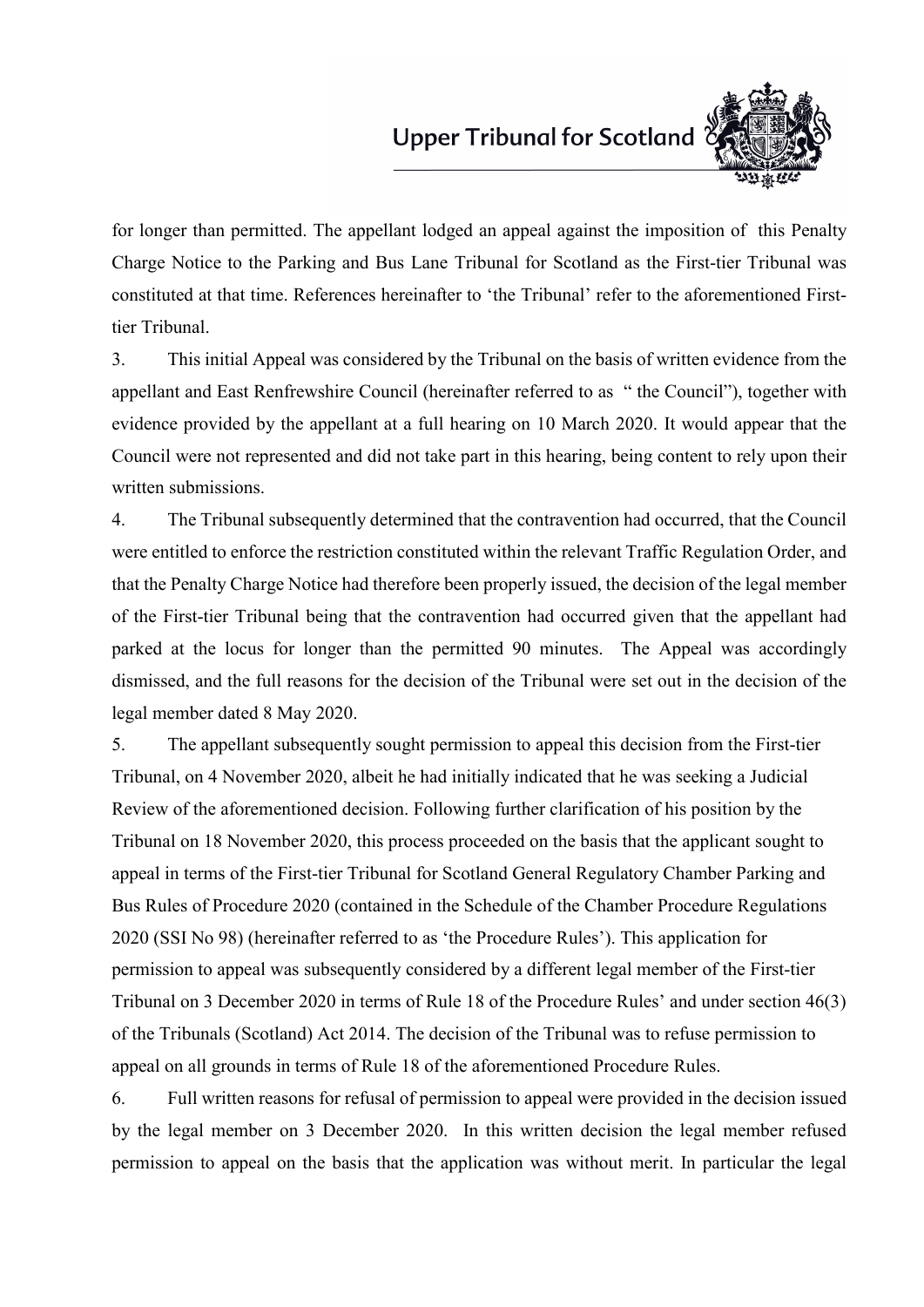for longer than permitted. The appellant lodged an appeal against the imposition of this Penalty Charge Notice to the Parking and Bus Lane Tribunal for Scotland as the First-tier Tribunal was constituted at that time. References hereinafter to 'the Tribunal' refer to the aforementioned First-tier Tribunal.

3. This initial Appeal was considered by the Tribunal on the basis of written evidence from the appellant and East Renfrewshire Council (hereinafter referred to as " the Council"), together with evidence provided by the appellant at a full hearing on 10 March 2020. It would appear that the Council were not represented and did not take part in this hearing, being content to rely upon their written submissions.

4. The Tribunal subsequently determined that the contravention had occurred, that the Council were entitled to enforce the restriction constituted within the relevant Traffic Regulation Order, and that the Penalty Charge Notice had therefore been properly issued, the decision of the legal member of the First-tier Tribunal being that the contravention had occurred given that the appellant had parked at the locus for longer than the permitted 90 minutes. The Appeal was accordingly dismissed, and the full reasons for the decision of the Tribunal were set out in the decision of the legal member dated 8 May 2020.

5. The appellant subsequently sought permission to appeal this decision from the First-tier Tribunal, on 4 November 2020, albeit he had initially indicated that he was seeking a Judicial Review of the aforementioned decision. Following further clarification of his position by the Tribunal on 18 November 2020, this process proceeded on the basis that the applicant sought to appeal in terms of the First-tier Tribunal for Scotland General Regulatory Chamber Parking and Bus Rules of Procedure 2020 (contained in the Schedule of the Chamber Procedure Regulations 2020 (SSI No 98) (hereinafter referred to as 'the Procedure Rules'). This application for permission to appeal was subsequently considered by a different legal member of the First-tier Tribunal on 3 December 2020 in terms of Rule 18 of the Procedure Rules' and under section 46(3) of the Tribunals (Scotland) Act 2014. The decision of the Tribunal was to refuse permission to appeal on all grounds in terms of Rule 18 of the aforementioned Procedure Rules.

6. Full written reasons for refusal of permission to appeal were provided in the decision issued by the legal member on 3 December 2020. In this written decision the legal member refused permission to appeal on the basis that the application was without merit. In particular the legal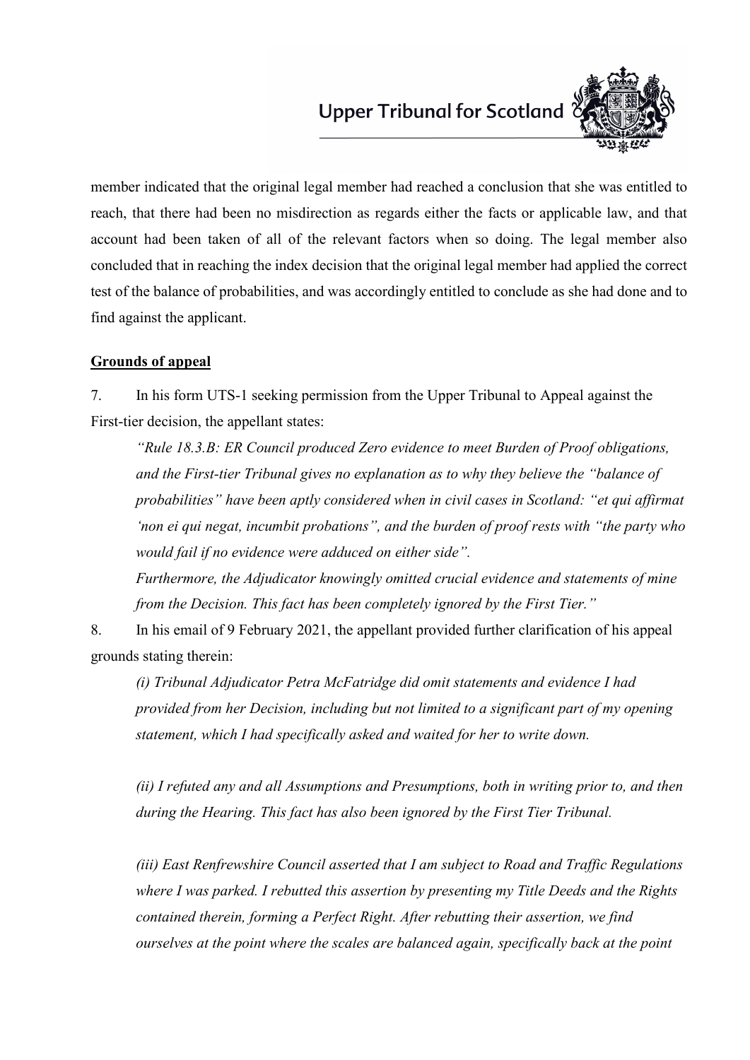member indicated that the original legal member had reached a conclusion that she was entitled to reach, that there had been no misdirection as regards either the facts or applicable law, and that account had been taken of all of the relevant factors when so doing. The legal member also concluded that in reaching the index decision that the original legal member had applied the correct test of the balance of probabilities, and was accordingly entitled to conclude as she had done and to find against the applicant.

## Grounds of appeal

7. In his form UTS-1 seeking permission from the Upper Tribunal to Appeal against the First-tier decision, the appellant states:

> *"Rule 18.3.B: ER Council produced Zero evidence to meet Burden of Proof obligations, and the First-tier Tribunal gives no explanation as to why they believe the "balance of probabilities" have been aptly considered when in civil cases in Scotland: "et qui affirmat 'non ei qui negat, incumbit probations", and the burden of proof rests with "the party who would fail if no evidence were adduced on either side".*
>
> *Furthermore, the Adjudicator knowingly omitted crucial evidence and statements of mine from the Decision. This fact has been completely ignored by the First Tier."*

8. In his email of 9 February 2021, the appellant provided further clarification of his appeal grounds stating therein:

> *(i) Tribunal Adjudicator Petra McFatridge did omit statements and evidence I had provided from her Decision, including but not limited to a significant part of my opening statement, which I had specifically asked and waited for her to write down.*
>
> *(ii) I refuted any and all Assumptions and Presumptions, both in writing prior to, and then during the Hearing. This fact has also been ignored by the First Tier Tribunal.*
>
> *(iii) East Renfrewshire Council asserted that I am subject to Road and Traffic Regulations where I was parked. I rebutted this assertion by presenting my Title Deeds and the Rights contained therein, forming a Perfect Right. After rebutting their assertion, we find ourselves at the point where the scales are balanced again, specifically back at the point*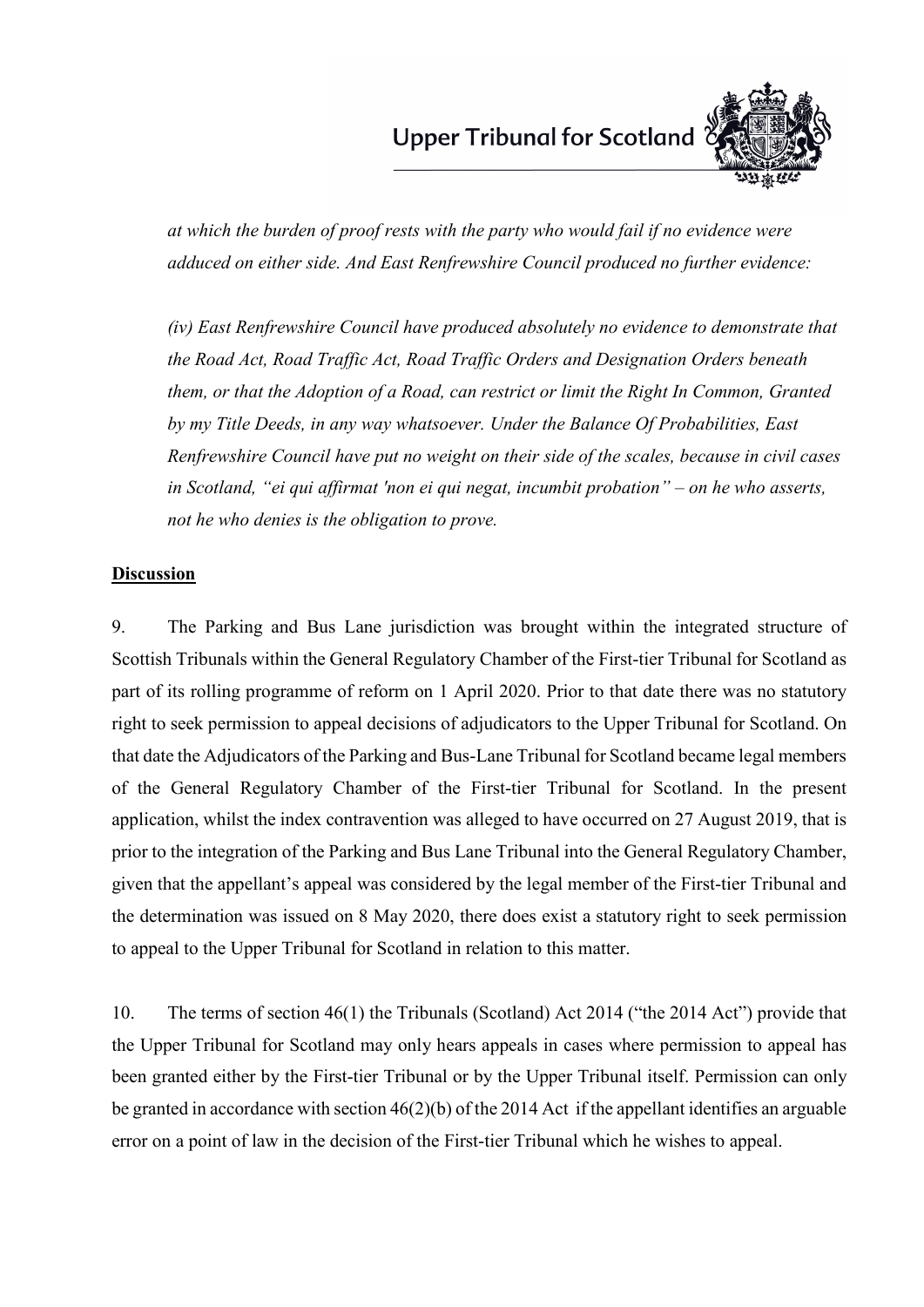*at which the burden of proof rests with the party who would fail if no evidence were adduced on either side. And East Renfrewshire Council produced no further evidence:*

*(iv) East Renfrewshire Council have produced absolutely no evidence to demonstrate that the Road Act, Road Traffic Act, Road Traffic Orders and Designation Orders beneath them, or that the Adoption of a Road, can restrict or limit the Right In Common, Granted by my Title Deeds, in any way whatsoever. Under the Balance Of Probabilities, East Renfrewshire Council have put no weight on their side of the scales, because in civil cases in Scotland, "ei qui affirmat 'non ei qui negat, incumbit probation" – on he who asserts, not he who denies is the obligation to prove.*

**Discussion**

9. The Parking and Bus Lane jurisdiction was brought within the integrated structure of Scottish Tribunals within the General Regulatory Chamber of the First-tier Tribunal for Scotland as part of its rolling programme of reform on 1 April 2020. Prior to that date there was no statutory right to seek permission to appeal decisions of adjudicators to the Upper Tribunal for Scotland. On that date the Adjudicators of the Parking and Bus-Lane Tribunal for Scotland became legal members of the General Regulatory Chamber of the First-tier Tribunal for Scotland. In the present application, whilst the index contravention was alleged to have occurred on 27 August 2019, that is prior to the integration of the Parking and Bus Lane Tribunal into the General Regulatory Chamber, given that the appellant's appeal was considered by the legal member of the First-tier Tribunal and the determination was issued on 8 May 2020, there does exist a statutory right to seek permission to appeal to the Upper Tribunal for Scotland in relation to this matter.

10. The terms of section 46(1) the Tribunals (Scotland) Act 2014 ("the 2014 Act") provide that the Upper Tribunal for Scotland may only hears appeals in cases where permission to appeal has been granted either by the First-tier Tribunal or by the Upper Tribunal itself. Permission can only be granted in accordance with section 46(2)(b) of the 2014 Act if the appellant identifies an arguable error on a point of law in the decision of the First-tier Tribunal which he wishes to appeal.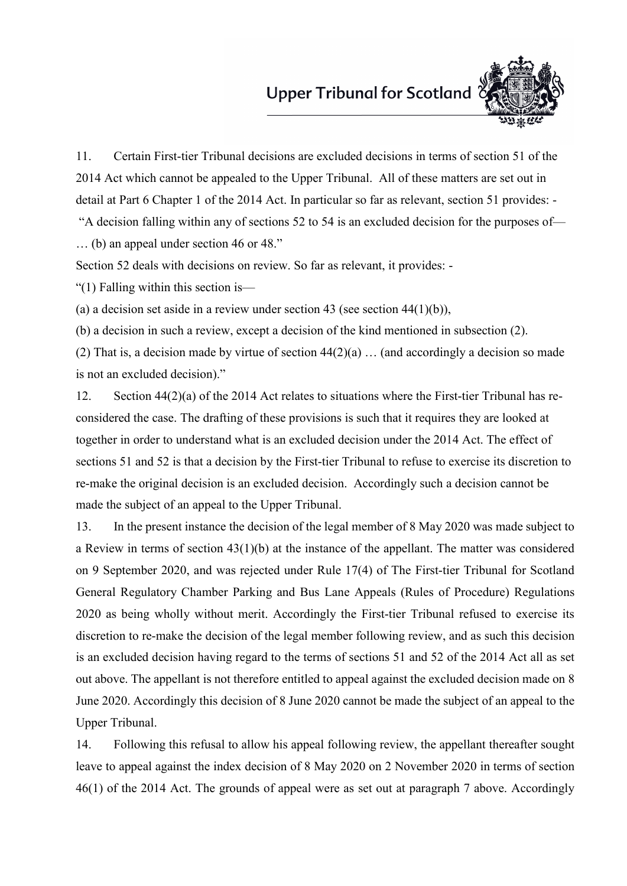11. Certain First-tier Tribunal decisions are excluded decisions in terms of section 51 of the 2014 Act which cannot be appealed to the Upper Tribunal. All of these matters are set out in detail at Part 6 Chapter 1 of the 2014 Act. In particular so far as relevant, section 51 provides: -

"A decision falling within any of sections 52 to 54 is an excluded decision for the purposes of—

… (b) an appeal under section 46 or 48."

Section 52 deals with decisions on review. So far as relevant, it provides: -

"(1) Falling within this section is—

(a) a decision set aside in a review under section 43 (see section 44(1)(b)),

(b) a decision in such a review, except a decision of the kind mentioned in subsection (2).

(2) That is, a decision made by virtue of section 44(2)(a) … (and accordingly a decision so made is not an excluded decision)."

12. Section 44(2)(a) of the 2014 Act relates to situations where the First-tier Tribunal has re-considered the case. The drafting of these provisions is such that it requires they are looked at together in order to understand what is an excluded decision under the 2014 Act. The effect of sections 51 and 52 is that a decision by the First-tier Tribunal to refuse to exercise its discretion to re-make the original decision is an excluded decision. Accordingly such a decision cannot be made the subject of an appeal to the Upper Tribunal.

13. In the present instance the decision of the legal member of 8 May 2020 was made subject to a Review in terms of section 43(1)(b) at the instance of the appellant. The matter was considered on 9 September 2020, and was rejected under Rule 17(4) of The First-tier Tribunal for Scotland General Regulatory Chamber Parking and Bus Lane Appeals (Rules of Procedure) Regulations 2020 as being wholly without merit. Accordingly the First-tier Tribunal refused to exercise its discretion to re-make the decision of the legal member following review, and as such this decision is an excluded decision having regard to the terms of sections 51 and 52 of the 2014 Act all as set out above. The appellant is not therefore entitled to appeal against the excluded decision made on 8 June 2020. Accordingly this decision of 8 June 2020 cannot be made the subject of an appeal to the Upper Tribunal.

14. Following this refusal to allow his appeal following review, the appellant thereafter sought leave to appeal against the index decision of 8 May 2020 on 2 November 2020 in terms of section 46(1) of the 2014 Act. The grounds of appeal were as set out at paragraph 7 above. Accordingly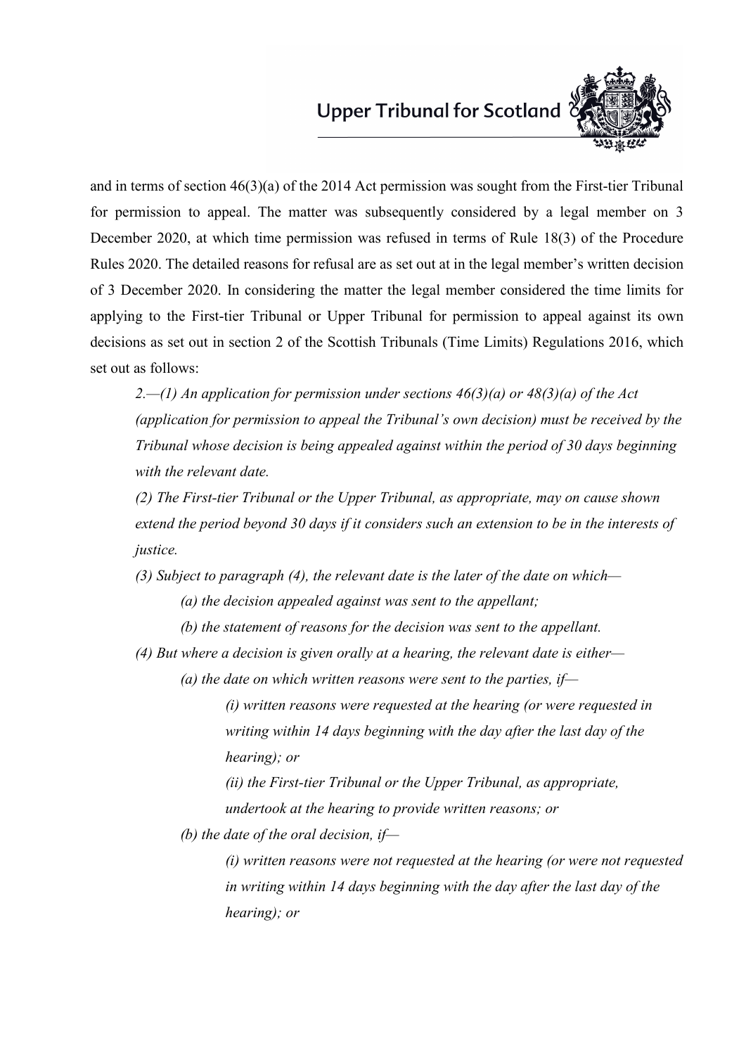and in terms of section 46(3)(a) of the 2014 Act permission was sought from the First-tier Tribunal for permission to appeal. The matter was subsequently considered by a legal member on 3 December 2020, at which time permission was refused in terms of Rule 18(3) of the Procedure Rules 2020. The detailed reasons for refusal are as set out at in the legal member's written decision of 3 December 2020. In considering the matter the legal member considered the time limits for applying to the First-tier Tribunal or Upper Tribunal for permission to appeal against its own decisions as set out in section 2 of the Scottish Tribunals (Time Limits) Regulations 2016, which set out as follows:

> *2.—(1) An application for permission under sections 46(3)(a) or 48(3)(a) of the Act (application for permission to appeal the Tribunal's own decision) must be received by the Tribunal whose decision is being appealed against within the period of 30 days beginning with the relevant date.*
>
> *(2) The First-tier Tribunal or the Upper Tribunal, as appropriate, may on cause shown extend the period beyond 30 days if it considers such an extension to be in the interests of justice.*
>
> *(3) Subject to paragraph (4), the relevant date is the later of the date on which—*
>
> > *(a) the decision appealed against was sent to the appellant;*
> >
> > *(b) the statement of reasons for the decision was sent to the appellant.*
>
> *(4) But where a decision is given orally at a hearing, the relevant date is either—*
>
> > *(a) the date on which written reasons were sent to the parties, if—*
> >
> > > *(i) written reasons were requested at the hearing (or were requested in writing within 14 days beginning with the day after the last day of the hearing); or*
> > >
> > > *(ii) the First-tier Tribunal or the Upper Tribunal, as appropriate, undertook at the hearing to provide written reasons; or*
> >
> > *(b) the date of the oral decision, if—*
> >
> > > *(i) written reasons were not requested at the hearing (or were not requested in writing within 14 days beginning with the day after the last day of the hearing); or*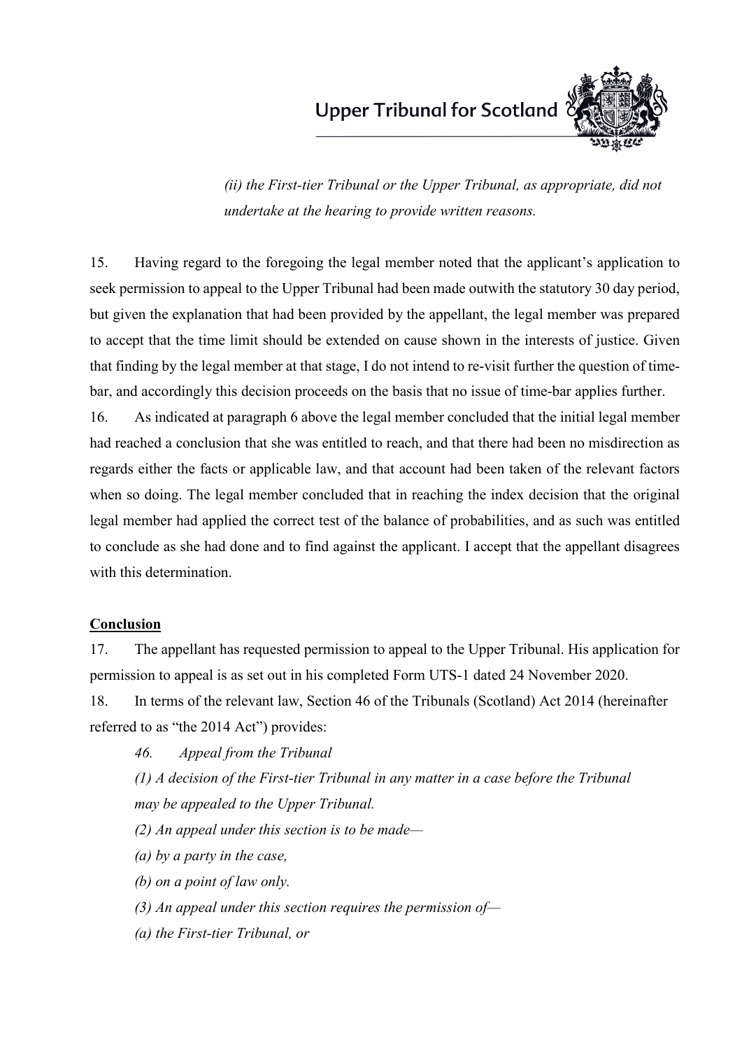*(ii) the First-tier Tribunal or the Upper Tribunal, as appropriate, did not undertake at the hearing to provide written reasons.*

15. Having regard to the foregoing the legal member noted that the applicant's application to seek permission to appeal to the Upper Tribunal had been made outwith the statutory 30 day period, but given the explanation that had been provided by the appellant, the legal member was prepared to accept that the time limit should be extended on cause shown in the interests of justice. Given that finding by the legal member at that stage, I do not intend to re-visit further the question of time-bar, and accordingly this decision proceeds on the basis that no issue of time-bar applies further.

16. As indicated at paragraph 6 above the legal member concluded that the initial legal member had reached a conclusion that she was entitled to reach, and that there had been no misdirection as regards either the facts or applicable law, and that account had been taken of the relevant factors when so doing. The legal member concluded that in reaching the index decision that the original legal member had applied the correct test of the balance of probabilities, and as such was entitled to conclude as she had done and to find against the applicant. I accept that the appellant disagrees with this determination.

**Conclusion**

17. The appellant has requested permission to appeal to the Upper Tribunal. His application for permission to appeal is as set out in his completed Form UTS-1 dated 24 November 2020.

18. In terms of the relevant law, Section 46 of the Tribunals (Scotland) Act 2014 (hereinafter referred to as "the 2014 Act") provides:

*46. Appeal from the Tribunal*

*(1) A decision of the First-tier Tribunal in any matter in a case before the Tribunal may be appealed to the Upper Tribunal.*

*(2) An appeal under this section is to be made—*

*(a) by a party in the case,*

*(b) on a point of law only.*

*(3) An appeal under this section requires the permission of—*

*(a) the First-tier Tribunal, or*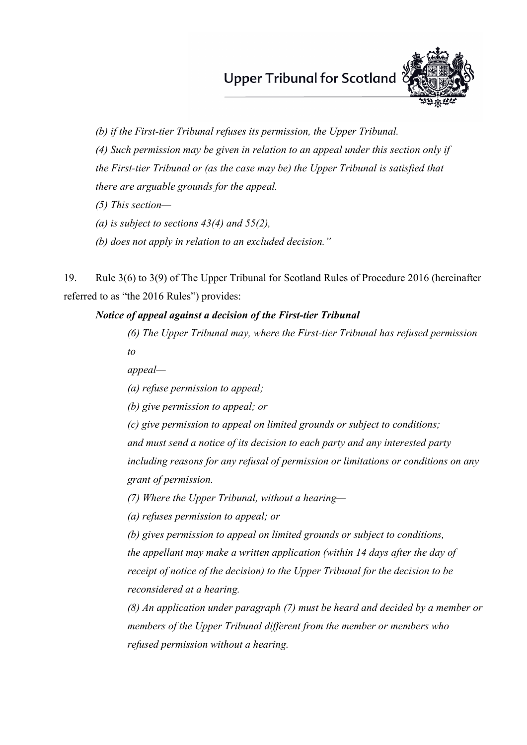*(b) if the First-tier Tribunal refuses its permission, the Upper Tribunal.*

*(4) Such permission may be given in relation to an appeal under this section only if the First-tier Tribunal or (as the case may be) the Upper Tribunal is satisfied that there are arguable grounds for the appeal.*

*(5) This section—*

*(a) is subject to sections 43(4) and 55(2),*

*(b) does not apply in relation to an excluded decision."*

19. Rule 3(6) to 3(9) of The Upper Tribunal for Scotland Rules of Procedure 2016 (hereinafter referred to as "the 2016 Rules") provides:

***Notice of appeal against a decision of the First-tier Tribunal***

*(6) The Upper Tribunal may, where the First-tier Tribunal has refused permission to appeal—*

*(a) refuse permission to appeal;*

*(b) give permission to appeal; or*

*(c) give permission to appeal on limited grounds or subject to conditions; and must send a notice of its decision to each party and any interested party including reasons for any refusal of permission or limitations or conditions on any grant of permission.*

*(7) Where the Upper Tribunal, without a hearing—*

*(a) refuses permission to appeal; or*

*(b) gives permission to appeal on limited grounds or subject to conditions, the appellant may make a written application (within 14 days after the day of receipt of notice of the decision) to the Upper Tribunal for the decision to be reconsidered at a hearing.*

*(8) An application under paragraph (7) must be heard and decided by a member or members of the Upper Tribunal different from the member or members who refused permission without a hearing.*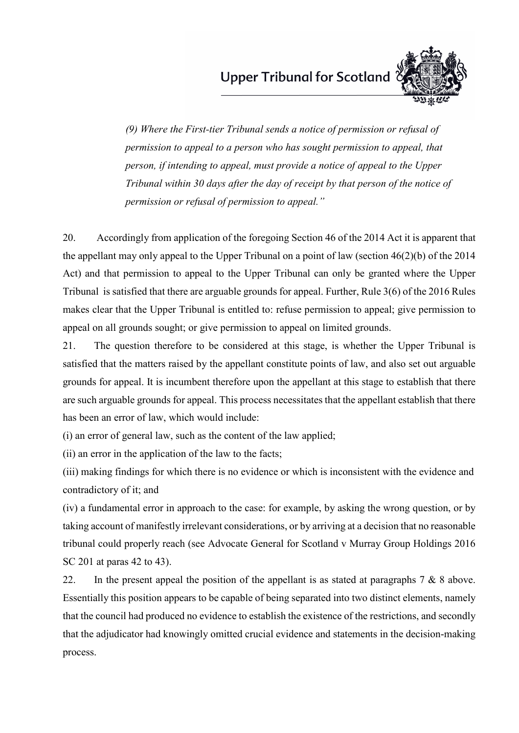*(9) Where the First-tier Tribunal sends a notice of permission or refusal of permission to appeal to a person who has sought permission to appeal, that person, if intending to appeal, must provide a notice of appeal to the Upper Tribunal within 30 days after the day of receipt by that person of the notice of permission or refusal of permission to appeal."*

20. Accordingly from application of the foregoing Section 46 of the 2014 Act it is apparent that the appellant may only appeal to the Upper Tribunal on a point of law (section 46(2)(b) of the 2014 Act) and that permission to appeal to the Upper Tribunal can only be granted where the Upper Tribunal is satisfied that there are arguable grounds for appeal. Further, Rule 3(6) of the 2016 Rules makes clear that the Upper Tribunal is entitled to: refuse permission to appeal; give permission to appeal on all grounds sought; or give permission to appeal on limited grounds.

21. The question therefore to be considered at this stage, is whether the Upper Tribunal is satisfied that the matters raised by the appellant constitute points of law, and also set out arguable grounds for appeal. It is incumbent therefore upon the appellant at this stage to establish that there are such arguable grounds for appeal. This process necessitates that the appellant establish that there has been an error of law, which would include:

(i) an error of general law, such as the content of the law applied;

(ii) an error in the application of the law to the facts;

(iii) making findings for which there is no evidence or which is inconsistent with the evidence and contradictory of it; and

(iv) a fundamental error in approach to the case: for example, by asking the wrong question, or by taking account of manifestly irrelevant considerations, or by arriving at a decision that no reasonable tribunal could properly reach (see Advocate General for Scotland v Murray Group Holdings 2016 SC 201 at paras 42 to 43).

22. In the present appeal the position of the appellant is as stated at paragraphs 7 & 8 above. Essentially this position appears to be capable of being separated into two distinct elements, namely that the council had produced no evidence to establish the existence of the restrictions, and secondly that the adjudicator had knowingly omitted crucial evidence and statements in the decision-making process.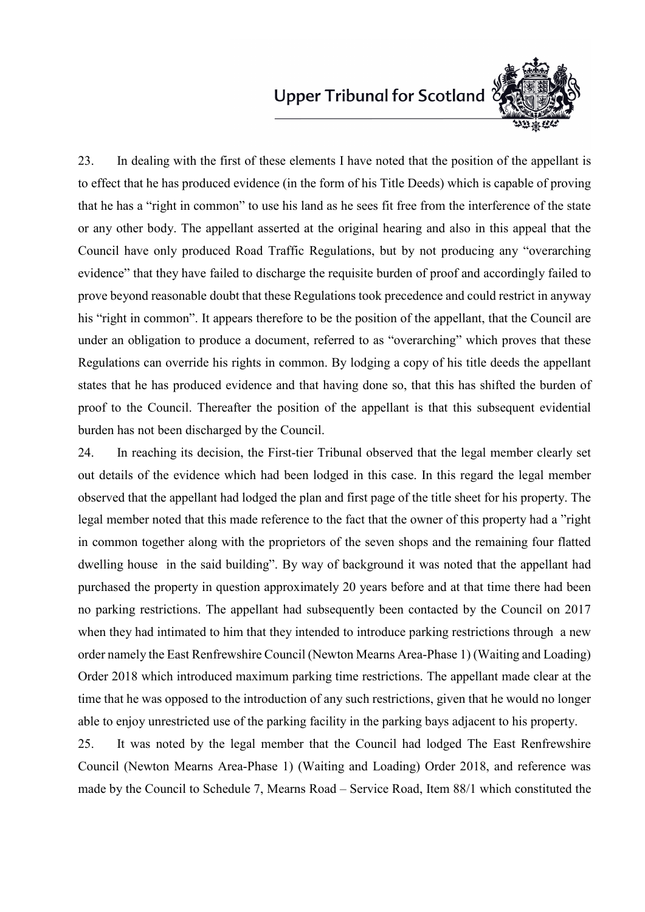23. In dealing with the first of these elements I have noted that the position of the appellant is to effect that he has produced evidence (in the form of his Title Deeds) which is capable of proving that he has a "right in common" to use his land as he sees fit free from the interference of the state or any other body. The appellant asserted at the original hearing and also in this appeal that the Council have only produced Road Traffic Regulations, but by not producing any "overarching evidence" that they have failed to discharge the requisite burden of proof and accordingly failed to prove beyond reasonable doubt that these Regulations took precedence and could restrict in anyway his "right in common". It appears therefore to be the position of the appellant, that the Council are under an obligation to produce a document, referred to as "overarching" which proves that these Regulations can override his rights in common. By lodging a copy of his title deeds the appellant states that he has produced evidence and that having done so, that this has shifted the burden of proof to the Council. Thereafter the position of the appellant is that this subsequent evidential burden has not been discharged by the Council.

24. In reaching its decision, the First-tier Tribunal observed that the legal member clearly set out details of the evidence which had been lodged in this case. In this regard the legal member observed that the appellant had lodged the plan and first page of the title sheet for his property. The legal member noted that this made reference to the fact that the owner of this property had a "right in common together along with the proprietors of the seven shops and the remaining four flatted dwelling house in the said building". By way of background it was noted that the appellant had purchased the property in question approximately 20 years before and at that time there had been no parking restrictions. The appellant had subsequently been contacted by the Council on 2017 when they had intimated to him that they intended to introduce parking restrictions through a new order namely the East Renfrewshire Council (Newton Mearns Area-Phase 1) (Waiting and Loading) Order 2018 which introduced maximum parking time restrictions. The appellant made clear at the time that he was opposed to the introduction of any such restrictions, given that he would no longer able to enjoy unrestricted use of the parking facility in the parking bays adjacent to his property.

25. It was noted by the legal member that the Council had lodged The East Renfrewshire Council (Newton Mearns Area-Phase 1) (Waiting and Loading) Order 2018, and reference was made by the Council to Schedule 7, Mearns Road – Service Road, Item 88/1 which constituted the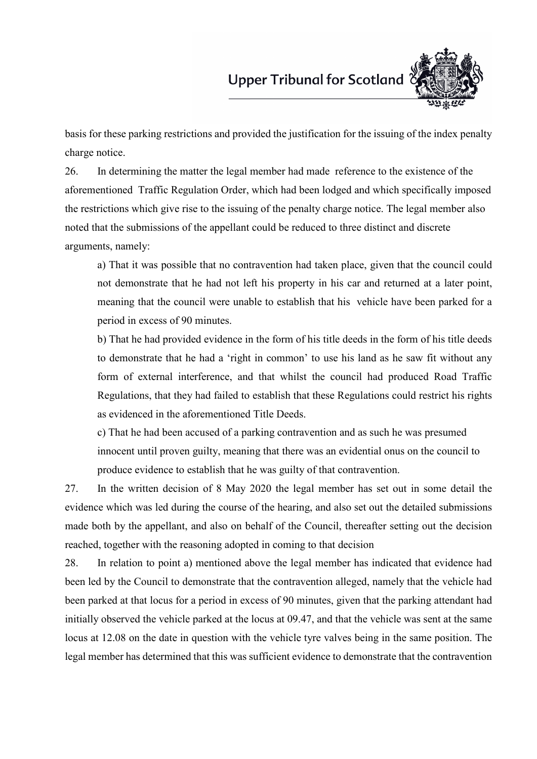basis for these parking restrictions and provided the justification for the issuing of the index penalty charge notice.

26. In determining the matter the legal member had made reference to the existence of the aforementioned Traffic Regulation Order, which had been lodged and which specifically imposed the restrictions which give rise to the issuing of the penalty charge notice. The legal member also noted that the submissions of the appellant could be reduced to three distinct and discrete arguments, namely:

> a) That it was possible that no contravention had taken place, given that the council could not demonstrate that he had not left his property in his car and returned at a later point, meaning that the council were unable to establish that his vehicle have been parked for a period in excess of 90 minutes.
>
> b) That he had provided evidence in the form of his title deeds in the form of his title deeds to demonstrate that he had a 'right in common' to use his land as he saw fit without any form of external interference, and that whilst the council had produced Road Traffic Regulations, that they had failed to establish that these Regulations could restrict his rights as evidenced in the aforementioned Title Deeds.
>
> c) That he had been accused of a parking contravention and as such he was presumed innocent until proven guilty, meaning that there was an evidential onus on the council to produce evidence to establish that he was guilty of that contravention.

27. In the written decision of 8 May 2020 the legal member has set out in some detail the evidence which was led during the course of the hearing, and also set out the detailed submissions made both by the appellant, and also on behalf of the Council, thereafter setting out the decision reached, together with the reasoning adopted in coming to that decision

28. In relation to point a) mentioned above the legal member has indicated that evidence had been led by the Council to demonstrate that the contravention alleged, namely that the vehicle had been parked at that locus for a period in excess of 90 minutes, given that the parking attendant had initially observed the vehicle parked at the locus at 09.47, and that the vehicle was sent at the same locus at 12.08 on the date in question with the vehicle tyre valves being in the same position. The legal member has determined that this was sufficient evidence to demonstrate that the contravention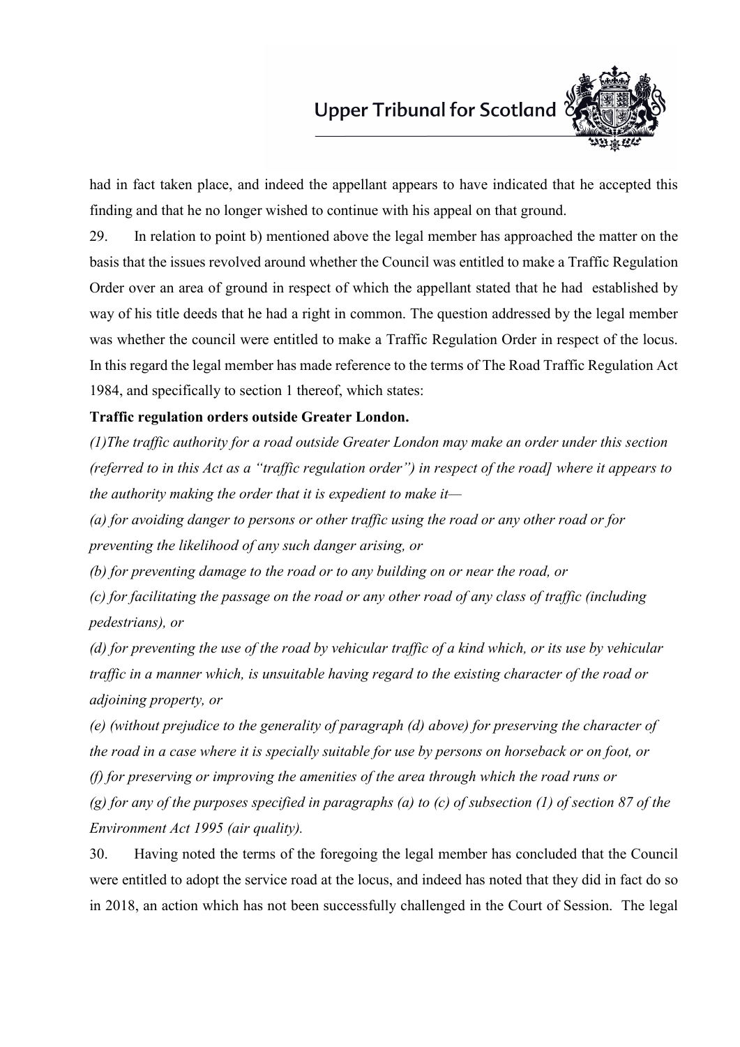had in fact taken place, and indeed the appellant appears to have indicated that he accepted this finding and that he no longer wished to continue with his appeal on that ground.

29. In relation to point b) mentioned above the legal member has approached the matter on the basis that the issues revolved around whether the Council was entitled to make a Traffic Regulation Order over an area of ground in respect of which the appellant stated that he had established by way of his title deeds that he had a right in common. The question addressed by the legal member was whether the council were entitled to make a Traffic Regulation Order in respect of the locus. In this regard the legal member has made reference to the terms of The Road Traffic Regulation Act 1984, and specifically to section 1 thereof, which states:

**Traffic regulation orders outside Greater London.**

*(1)The traffic authority for a road outside Greater London may make an order under this section (referred to in this Act as a "traffic regulation order") in respect of the road] where it appears to the authority making the order that it is expedient to make it—*

*(a) for avoiding danger to persons or other traffic using the road or any other road or for preventing the likelihood of any such danger arising, or*

*(b) for preventing damage to the road or to any building on or near the road, or*

*(c) for facilitating the passage on the road or any other road of any class of traffic (including pedestrians), or*

*(d) for preventing the use of the road by vehicular traffic of a kind which, or its use by vehicular traffic in a manner which, is unsuitable having regard to the existing character of the road or adjoining property, or*

*(e) (without prejudice to the generality of paragraph (d) above) for preserving the character of the road in a case where it is specially suitable for use by persons on horseback or on foot, or*

*(f) for preserving or improving the amenities of the area through which the road runs or*

*(g) for any of the purposes specified in paragraphs (a) to (c) of subsection (1) of section 87 of the Environment Act 1995 (air quality).*

30. Having noted the terms of the foregoing the legal member has concluded that the Council were entitled to adopt the service road at the locus, and indeed has noted that they did in fact do so in 2018, an action which has not been successfully challenged in the Court of Session. The legal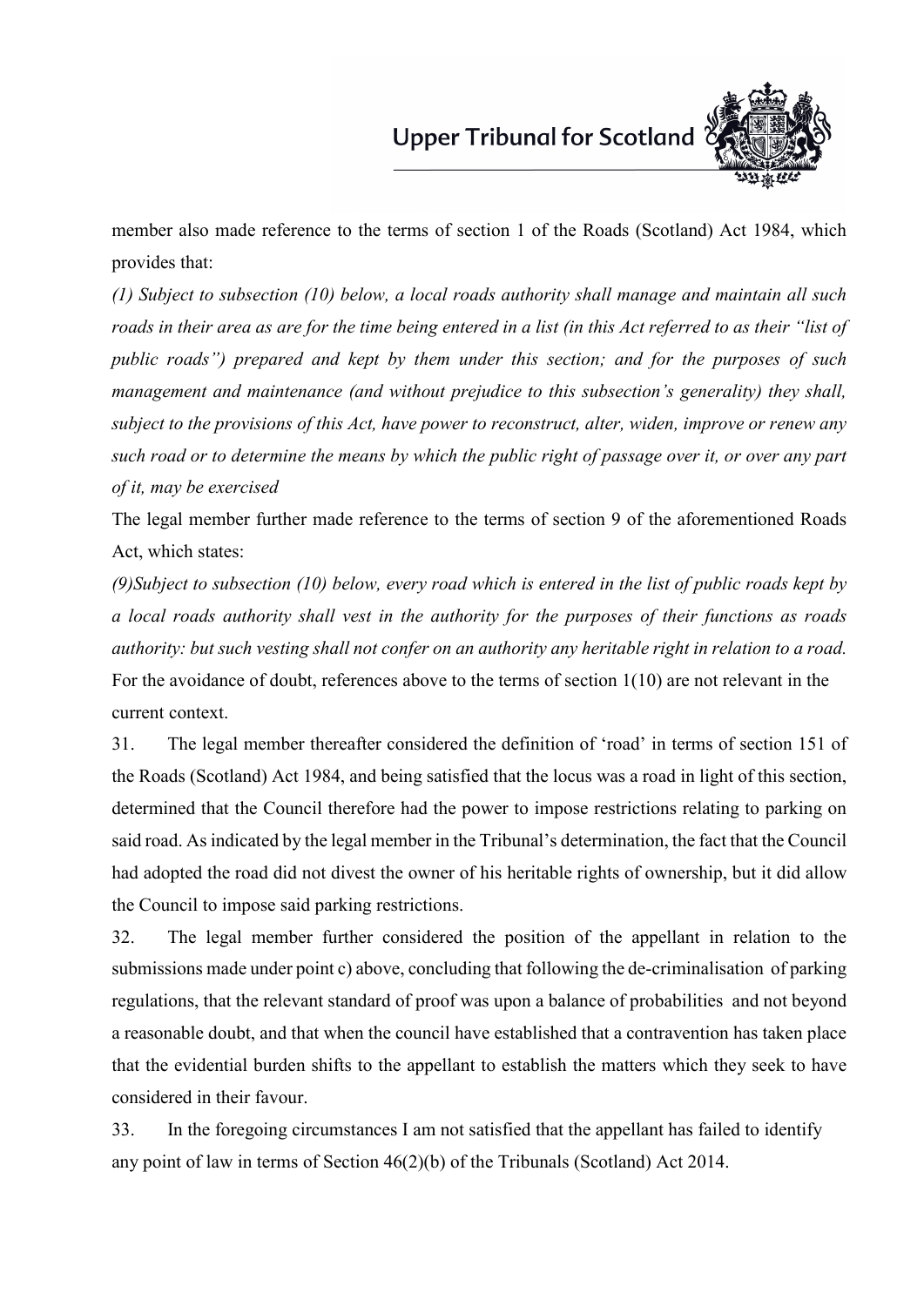member also made reference to the terms of section 1 of the Roads (Scotland) Act 1984, which provides that:

*(1) Subject to subsection (10) below, a local roads authority shall manage and maintain all such roads in their area as are for the time being entered in a list (in this Act referred to as their "list of public roads") prepared and kept by them under this section; and for the purposes of such management and maintenance (and without prejudice to this subsection's generality) they shall, subject to the provisions of this Act, have power to reconstruct, alter, widen, improve or renew any such road or to determine the means by which the public right of passage over it, or over any part of it, may be exercised*

The legal member further made reference to the terms of section 9 of the aforementioned Roads Act, which states:

*(9)Subject to subsection (10) below, every road which is entered in the list of public roads kept by a local roads authority shall vest in the authority for the purposes of their functions as roads authority: but such vesting shall not confer on an authority any heritable right in relation to a road.*

For the avoidance of doubt, references above to the terms of section 1(10) are not relevant in the current context.

31. The legal member thereafter considered the definition of 'road' in terms of section 151 of the Roads (Scotland) Act 1984, and being satisfied that the locus was a road in light of this section, determined that the Council therefore had the power to impose restrictions relating to parking on said road. As indicated by the legal member in the Tribunal's determination, the fact that the Council had adopted the road did not divest the owner of his heritable rights of ownership, but it did allow the Council to impose said parking restrictions.

32. The legal member further considered the position of the appellant in relation to the submissions made under point c) above, concluding that following the de-criminalisation of parking regulations, that the relevant standard of proof was upon a balance of probabilities and not beyond a reasonable doubt, and that when the council have established that a contravention has taken place that the evidential burden shifts to the appellant to establish the matters which they seek to have considered in their favour.

33. In the foregoing circumstances I am not satisfied that the appellant has failed to identify any point of law in terms of Section 46(2)(b) of the Tribunals (Scotland) Act 2014.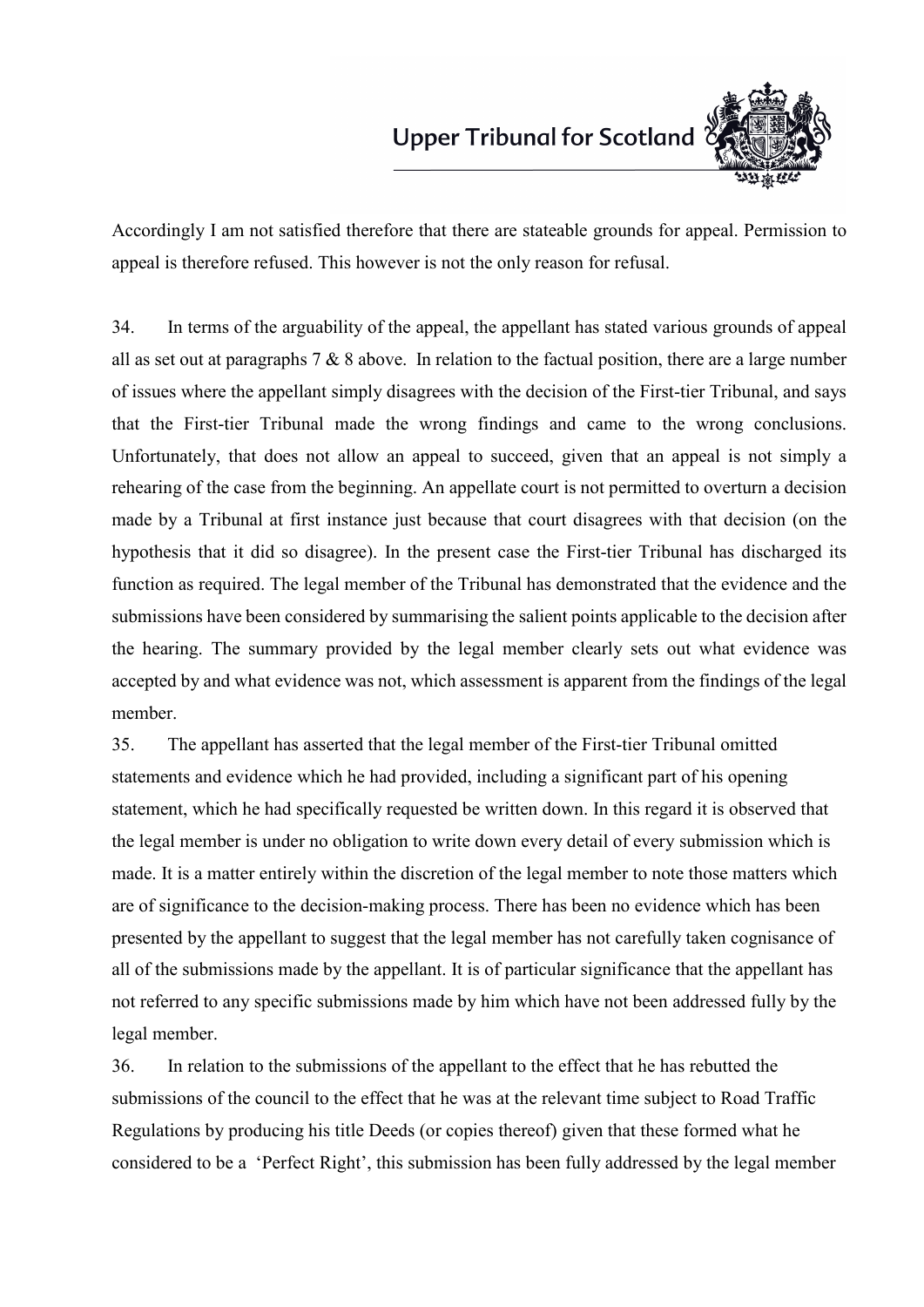Accordingly I am not satisfied therefore that there are stateable grounds for appeal. Permission to appeal is therefore refused. This however is not the only reason for refusal.

34. In terms of the arguability of the appeal, the appellant has stated various grounds of appeal all as set out at paragraphs 7 & 8 above. In relation to the factual position, there are a large number of issues where the appellant simply disagrees with the decision of the First-tier Tribunal, and says that the First-tier Tribunal made the wrong findings and came to the wrong conclusions. Unfortunately, that does not allow an appeal to succeed, given that an appeal is not simply a rehearing of the case from the beginning. An appellate court is not permitted to overturn a decision made by a Tribunal at first instance just because that court disagrees with that decision (on the hypothesis that it did so disagree). In the present case the First-tier Tribunal has discharged its function as required. The legal member of the Tribunal has demonstrated that the evidence and the submissions have been considered by summarising the salient points applicable to the decision after the hearing. The summary provided by the legal member clearly sets out what evidence was accepted by and what evidence was not, which assessment is apparent from the findings of the legal member.

35. The appellant has asserted that the legal member of the First-tier Tribunal omitted statements and evidence which he had provided, including a significant part of his opening statement, which he had specifically requested be written down. In this regard it is observed that the legal member is under no obligation to write down every detail of every submission which is made. It is a matter entirely within the discretion of the legal member to note those matters which are of significance to the decision-making process. There has been no evidence which has been presented by the appellant to suggest that the legal member has not carefully taken cognisance of all of the submissions made by the appellant. It is of particular significance that the appellant has not referred to any specific submissions made by him which have not been addressed fully by the legal member.

36. In relation to the submissions of the appellant to the effect that he has rebutted the submissions of the council to the effect that he was at the relevant time subject to Road Traffic Regulations by producing his title Deeds (or copies thereof) given that these formed what he considered to be a 'Perfect Right', this submission has been fully addressed by the legal member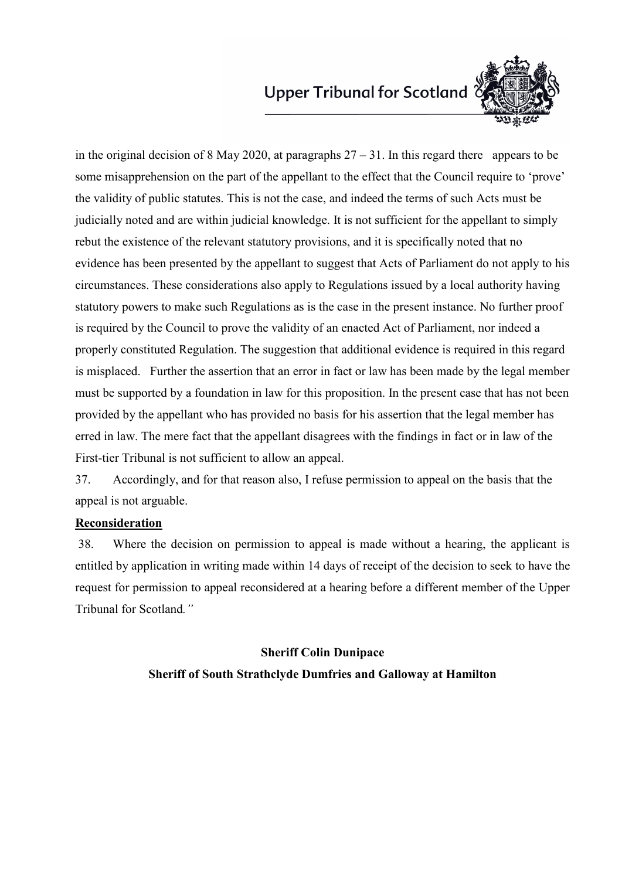in the original decision of 8 May 2020, at paragraphs 27 – 31. In this regard there appears to be some misapprehension on the part of the appellant to the effect that the Council require to 'prove' the validity of public statutes. This is not the case, and indeed the terms of such Acts must be judicially noted and are within judicial knowledge. It is not sufficient for the appellant to simply rebut the existence of the relevant statutory provisions, and it is specifically noted that no evidence has been presented by the appellant to suggest that Acts of Parliament do not apply to his circumstances. These considerations also apply to Regulations issued by a local authority having statutory powers to make such Regulations as is the case in the present instance. No further proof is required by the Council to prove the validity of an enacted Act of Parliament, nor indeed a properly constituted Regulation. The suggestion that additional evidence is required in this regard is misplaced. Further the assertion that an error in fact or law has been made by the legal member must be supported by a foundation in law for this proposition. In the present case that has not been provided by the appellant who has provided no basis for his assertion that the legal member has erred in law. The mere fact that the appellant disagrees with the findings in fact or in law of the First-tier Tribunal is not sufficient to allow an appeal.

37. Accordingly, and for that reason also, I refuse permission to appeal on the basis that the appeal is not arguable.

**Reconsideration**

38. Where the decision on permission to appeal is made without a hearing, the applicant is entitled by application in writing made within 14 days of receipt of the decision to seek to have the request for permission to appeal reconsidered at a hearing before a different member of the Upper Tribunal for Scotland*."*

**Sheriff Colin Dunipace**

**Sheriff of South Strathclyde Dumfries and Galloway at Hamilton**